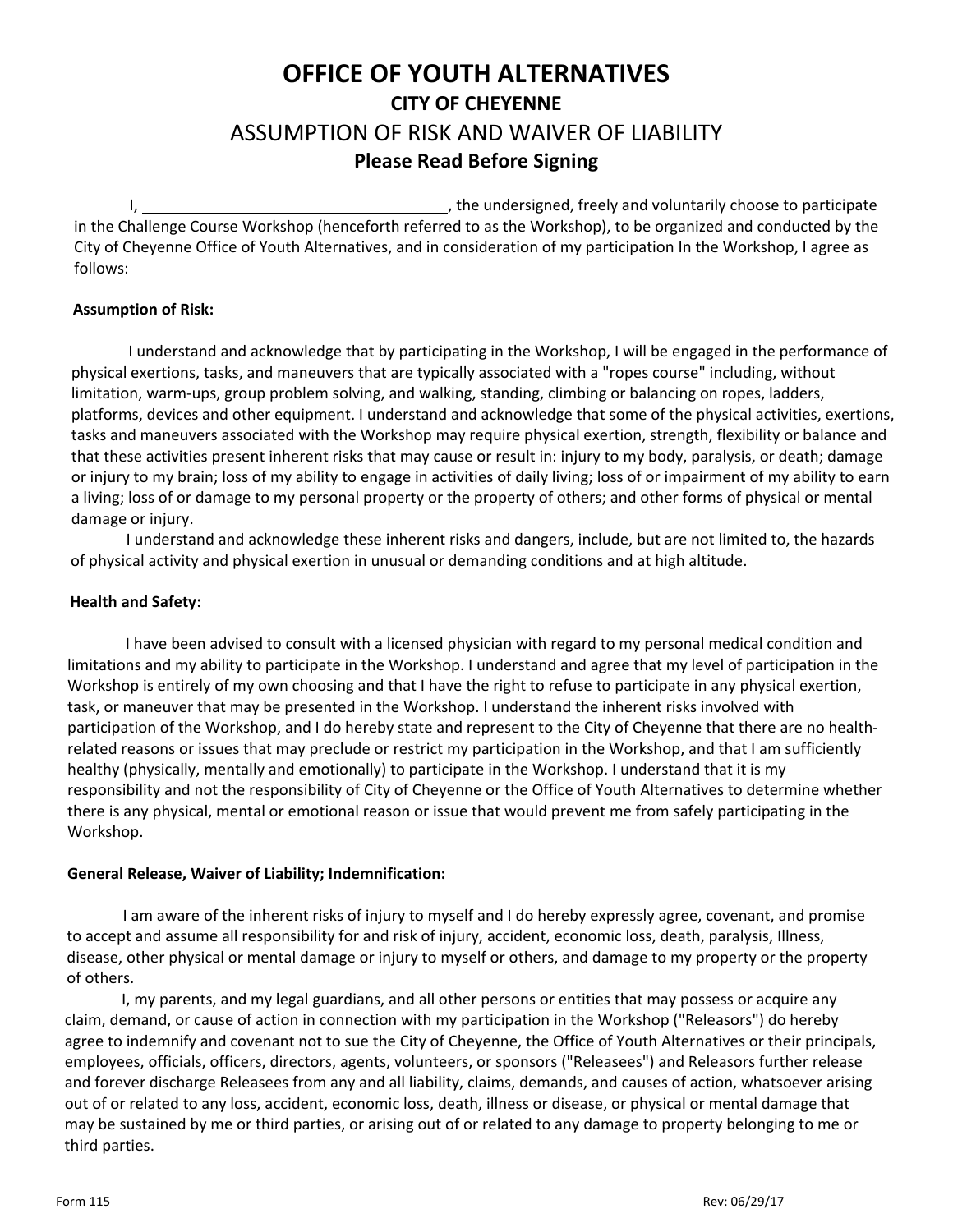# OFFICE OF YOUTH ALTERNATIVES

## CITY OF CHEYENNE

## ASSUMPTION OF RISK AND WAIVER OF LIABILITY

### Please Read Before Signing

I, ____________________________________, the undersigned, freely and voluntarily choose to participate in the Challenge Course Workshop (henceforth referred to as the Workshop), to be organized and conducted by the City of Cheyenne Office of Youth Alternatives, and in consideration of my participation In the Workshop, I agree as follows:

**Assumption of Risk:**

I understand and acknowledge that by participating in the Workshop, I will be engaged in the performance of physical exertions, tasks, and maneuvers that are typically associated with a "ropes course" including, without limitation, warm-ups, group problem solving, and walking, standing, climbing or balancing on ropes, ladders, platforms, devices and other equipment. I understand and acknowledge that some of the physical activities, exertions, tasks and maneuvers associated with the Workshop may require physical exertion, strength, flexibility or balance and that these activities present inherent risks that may cause or result in: injury to my body, paralysis, or death; damage or injury to my brain; loss of my ability to engage in activities of daily living; loss of or impairment of my ability to earn a living; loss of or damage to my personal property or the property of others; and other forms of physical or mental damage or injury.

I understand and acknowledge these inherent risks and dangers, include, but are not limited to, the hazards of physical activity and physical exertion in unusual or demanding conditions and at high altitude.

**Health and Safety:**

I have been advised to consult with a licensed physician with regard to my personal medical condition and limitations and my ability to participate in the Workshop. I understand and agree that my level of participation in the Workshop is entirely of my own choosing and that I have the right to refuse to participate in any physical exertion, task, or maneuver that may be presented in the Workshop. I understand the inherent risks involved with participation of the Workshop, and I do hereby state and represent to the City of Cheyenne that there are no health-related reasons or issues that may preclude or restrict my participation in the Workshop, and that I am sufficiently healthy (physically, mentally and emotionally) to participate in the Workshop. I understand that it is my responsibility and not the responsibility of City of Cheyenne or the Office of Youth Alternatives to determine whether there is any physical, mental or emotional reason or issue that would prevent me from safely participating in the Workshop.

**General Release, Waiver of Liability; Indemnification:**

I am aware of the inherent risks of injury to myself and I do hereby expressly agree, covenant, and promise to accept and assume all responsibility for and risk of injury, accident, economic loss, death, paralysis, Illness, disease, other physical or mental damage or injury to myself or others, and damage to my property or the property of others.

I, my parents, and my legal guardians, and all other persons or entities that may possess or acquire any claim, demand, or cause of action in connection with my participation in the Workshop ("Releasors") do hereby agree to indemnify and covenant not to sue the City of Cheyenne, the Office of Youth Alternatives or their principals, employees, officials, officers, directors, agents, volunteers, or sponsors ("Releasees") and Releasors further release and forever discharge Releasees from any and all liability, claims, demands, and causes of action, whatsoever arising out of or related to any loss, accident, economic loss, death, illness or disease, or physical or mental damage that may be sustained by me or third parties, or arising out of or related to any damage to property belonging to me or third parties.

Form 115 Rev: 06/29/17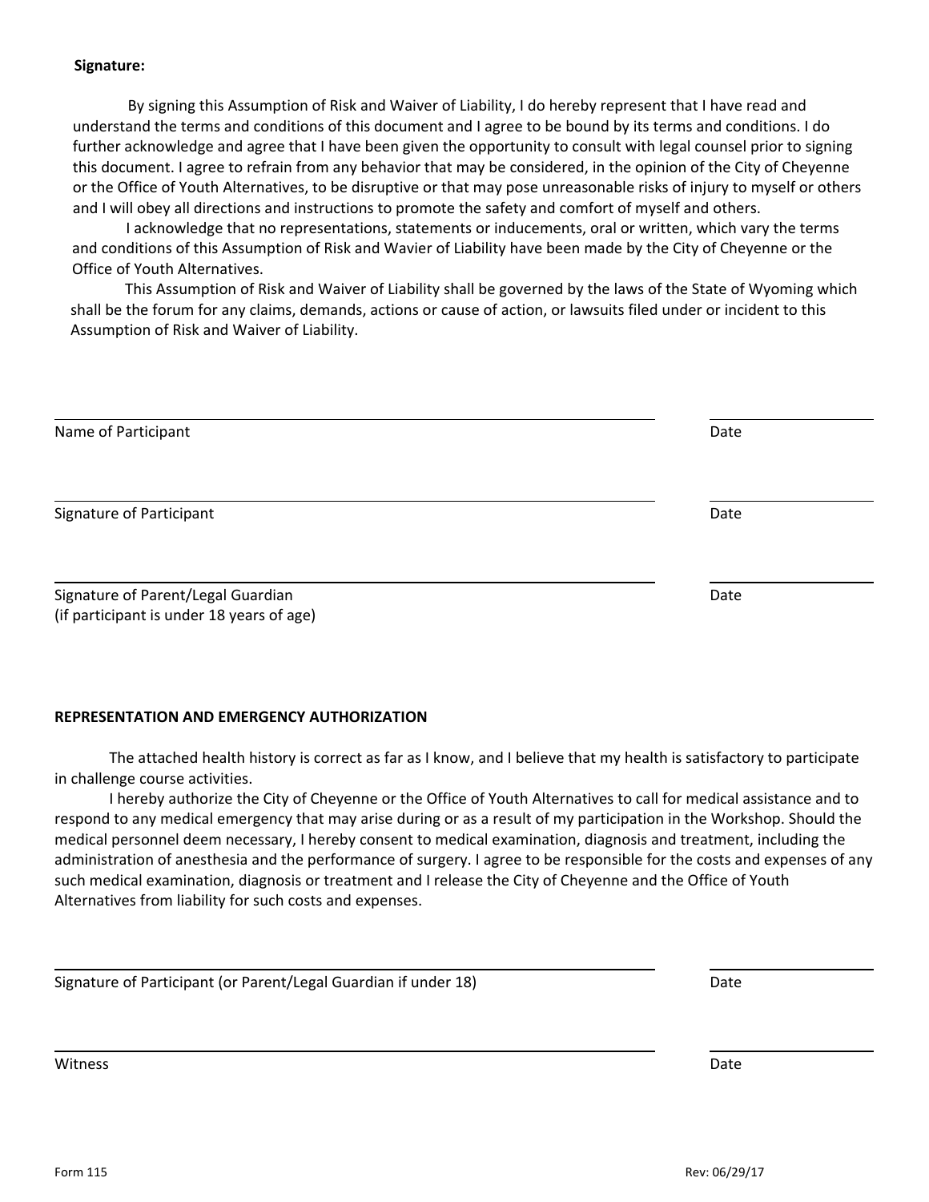**Signature:**

By signing this Assumption of Risk and Waiver of Liability, I do hereby represent that I have read and understand the terms and conditions of this document and I agree to be bound by its terms and conditions. I do further acknowledge and agree that I have been given the opportunity to consult with legal counsel prior to signing this document. I agree to refrain from any behavior that may be considered, in the opinion of the City of Cheyenne or the Office of Youth Alternatives, to be disruptive or that may pose unreasonable risks of injury to myself or others and I will obey all directions and instructions to promote the safety and comfort of myself and others.

I acknowledge that no representations, statements or inducements, oral or written, which vary the terms and conditions of this Assumption of Risk and Wavier of Liability have been made by the City of Cheyenne or the Office of Youth Alternatives.

This Assumption of Risk and Waiver of Liability shall be governed by the laws of the State of Wyoming which shall be the forum for any claims, demands, actions or cause of action, or lawsuits filed under or incident to this Assumption of Risk and Waiver of Liability.

\_\_\_\_\_\_\_\_\_\_\_\_\_\_\_\_\_\_\_\_\_\_\_\_\_\_\_\_\_\_\_\_\_\_\_\_\_\_\_\_ \_\_\_\_\_\_\_\_\_\_\_\_\_\_\_\_

Name of Participant Date

\_\_\_\_\_\_\_\_\_\_\_\_\_\_\_\_\_\_\_\_\_\_\_\_\_\_\_\_\_\_\_\_\_\_\_\_\_\_\_\_ \_\_\_\_\_\_\_\_\_\_\_\_\_\_\_\_

Signature of Participant Date

\_\_\_\_\_\_\_\_\_\_\_\_\_\_\_\_\_\_\_\_\_\_\_\_\_\_\_\_\_\_\_\_\_\_\_\_\_\_\_\_ \_\_\_\_\_\_\_\_\_\_\_\_\_\_\_\_

Signature of Parent/Legal Guardian Date
(if participant is under 18 years of age)

**REPRESENTATION AND EMERGENCY AUTHORIZATION**

The attached health history is correct as far as I know, and I believe that my health is satisfactory to participate in challenge course activities.

I hereby authorize the City of Cheyenne or the Office of Youth Alternatives to call for medical assistance and to respond to any medical emergency that may arise during or as a result of my participation in the Workshop. Should the medical personnel deem necessary, I hereby consent to medical examination, diagnosis and treatment, including the administration of anesthesia and the performance of surgery. I agree to be responsible for the costs and expenses of any such medical examination, diagnosis or treatment and I release the City of Cheyenne and the Office of Youth Alternatives from liability for such costs and expenses.

\_\_\_\_\_\_\_\_\_\_\_\_\_\_\_\_\_\_\_\_\_\_\_\_\_\_\_\_\_\_\_\_\_\_\_\_\_\_\_\_ \_\_\_\_\_\_\_\_\_\_\_\_\_\_\_\_

Signature of Participant (or Parent/Legal Guardian if under 18) Date

\_\_\_\_\_\_\_\_\_\_\_\_\_\_\_\_\_\_\_\_\_\_\_\_\_\_\_\_\_\_\_\_\_\_\_\_\_\_\_\_ \_\_\_\_\_\_\_\_\_\_\_\_\_\_\_\_

Witness Date

Form 115 Rev: 06/29/17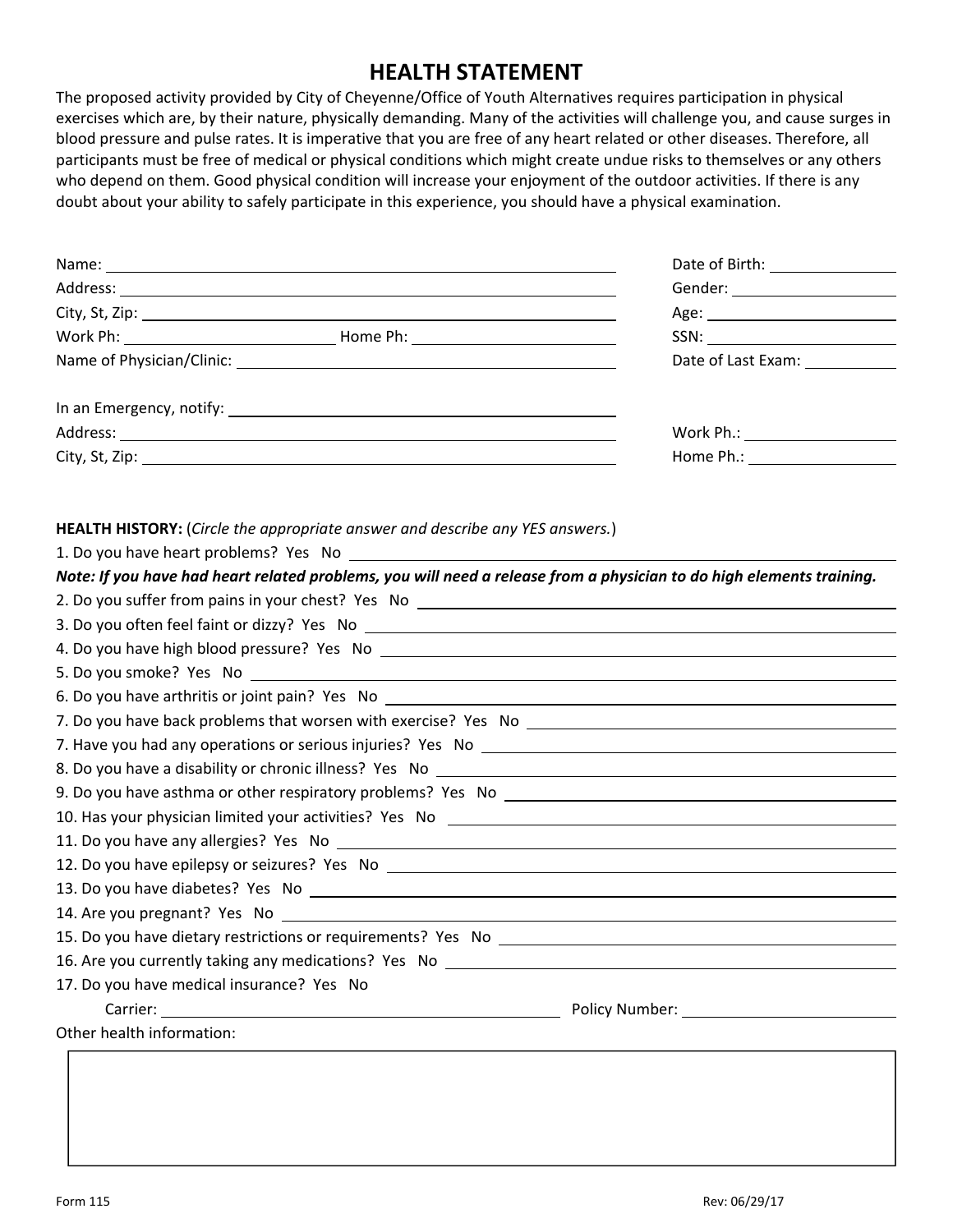# HEALTH STATEMENT

The proposed activity provided by City of Cheyenne/Office of Youth Alternatives requires participation in physical exercises which are, by their nature, physically demanding. Many of the activities will challenge you, and cause surges in blood pressure and pulse rates. It is imperative that you are free of any heart related or other diseases. Therefore, all participants must be free of medical or physical conditions which might create undue risks to themselves or any others who depend on them. Good physical condition will increase your enjoyment of the outdoor activities. If there is any doubt about your ability to safely participate in this experience, you should have a physical examination.

Name: ______________________________ Date of Birth: ______________

Address: ______________________________ Gender: ______________

City, St, Zip: ______________________________ Age: ______________

Work Ph: ______________ Home Ph: ______________ SSN: ______________

Name of Physician/Clinic: ______________________________ Date of Last Exam: ______________

In an Emergency, notify: ______________________________

Address: ______________________________ Work Ph.: ______________

City, St, Zip: ______________________________ Home Ph.: ______________

**HEALTH HISTORY:** (*Circle the appropriate answer and describe any YES answers.*)

1. Do you have heart problems? Yes No ______________

***Note: If you have had heart related problems, you will need a release from a physician to do high elements training.***

2. Do you suffer from pains in your chest? Yes No ______________
3. Do you often feel faint or dizzy? Yes No ______________
4. Do you have high blood pressure? Yes No ______________
5. Do you smoke? Yes No ______________
6. Do you have arthritis or joint pain? Yes No ______________
7. Do you have back problems that worsen with exercise? Yes No ______________
7. Have you had any operations or serious injuries? Yes No ______________
8. Do you have a disability or chronic illness? Yes No ______________
9. Do you have asthma or other respiratory problems? Yes No ______________
10. Has your physician limited your activities? Yes No ______________
11. Do you have any allergies? Yes No ______________
12. Do you have epilepsy or seizures? Yes No ______________
13. Do you have diabetes? Yes No ______________
14. Are you pregnant? Yes No ______________
15. Do you have dietary restrictions or requirements? Yes No ______________
16. Are you currently taking any medications? Yes No ______________
17. Do you have medical insurance? Yes No

Carrier: ______________________________ Policy Number: ______________

Other health information:

|  |
|---|
|  |

Form 115 Rev: 06/29/17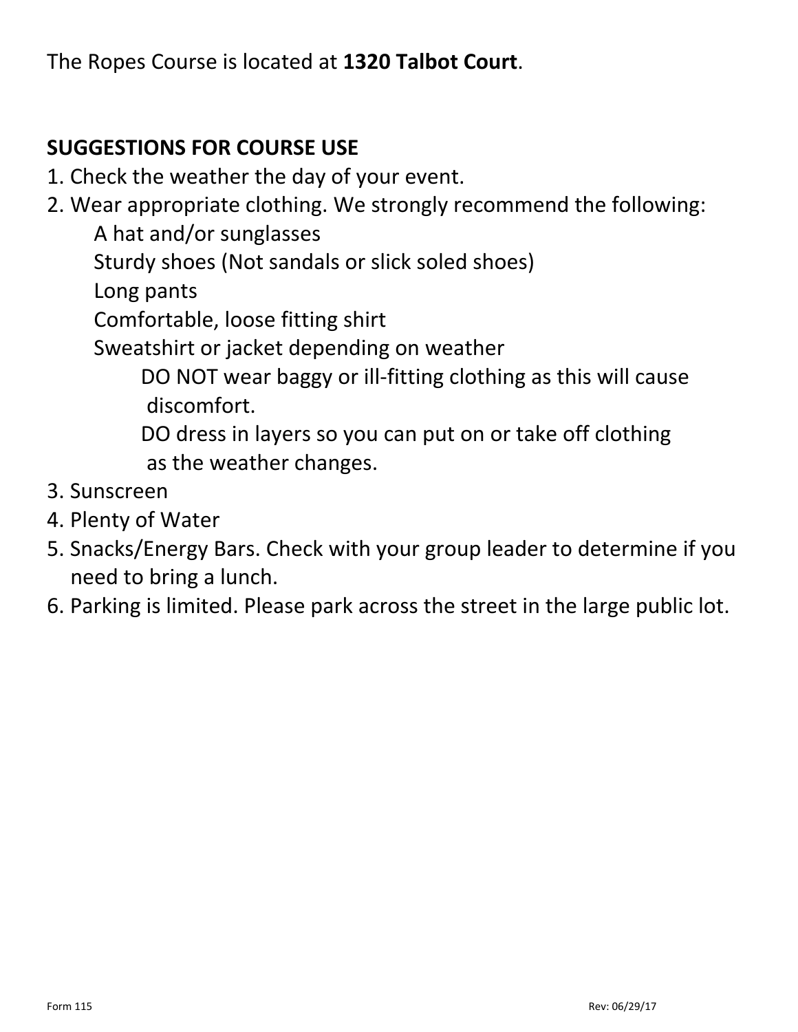The Ropes Course is located at **1320 Talbot Court**.

## SUGGESTIONS FOR COURSE USE

1. Check the weather the day of your event.
2. Wear appropriate clothing. We strongly recommend the following:
   - A hat and/or sunglasses
   - Sturdy shoes (Not sandals or slick soled shoes)
   - Long pants
   - Comfortable, loose fitting shirt
   - Sweatshirt or jacket depending on weather
     - DO NOT wear baggy or ill-fitting clothing as this will cause discomfort.
     - DO dress in layers so you can put on or take off clothing as the weather changes.
3. Sunscreen
4. Plenty of Water
5. Snacks/Energy Bars. Check with your group leader to determine if you need to bring a lunch.
6. Parking is limited. Please park across the street in the large public lot.

Form 115 Rev: 06/29/17